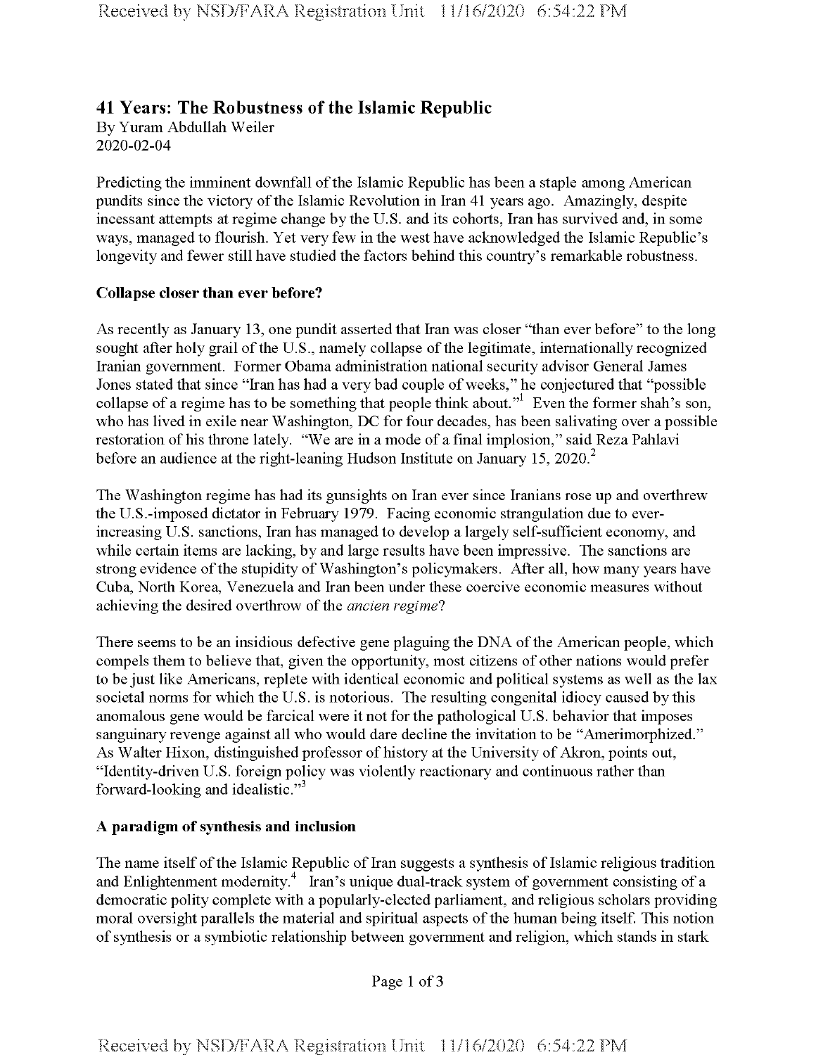# 41 Years: The Robustness of the Islamic Republic

By Yuram Abdullah Weiler
2020-02-04

Predicting the imminent downfall of the Islamic Republic has been a staple among American pundits since the victory of the Islamic Revolution in Iran 41 years ago. Amazingly, despite incessant attempts at regime change by the U.S. and its cohorts, Iran has survived and, in some ways, managed to flourish. Yet very few in the west have acknowledged the Islamic Republic's longevity and fewer still have studied the factors behind this country's remarkable robustness.

## Collapse closer than ever before?

As recently as January 13, one pundit asserted that Iran was closer "than ever before" to the long sought after holy grail of the U.S., namely collapse of the legitimate, internationally recognized Iranian government. Former Obama administration national security advisor General James Jones stated that since "Iran has had a very bad couple of weeks," he conjectured that "possible collapse of a regime has to be something that people think about."[1] Even the former shah's son, who has lived in exile near Washington, DC for four decades, has been salivating over a possible restoration of his throne lately. "We are in a mode of a final implosion," said Reza Pahlavi before an audience at the right-leaning Hudson Institute on January 15, 2020.[2]

The Washington regime has had its gunsights on Iran ever since Iranians rose up and overthrew the U.S.-imposed dictator in February 1979. Facing economic strangulation due to ever-increasing U.S. sanctions, Iran has managed to develop a largely self-sufficient economy, and while certain items are lacking, by and large results have been impressive. The sanctions are strong evidence of the stupidity of Washington's policymakers. After all, how many years have Cuba, North Korea, Venezuela and Iran been under these coercive economic measures without achieving the desired overthrow of the *ancien regime*?

There seems to be an insidious defective gene plaguing the DNA of the American people, which compels them to believe that, given the opportunity, most citizens of other nations would prefer to be just like Americans, replete with identical economic and political systems as well as the lax societal norms for which the U.S. is notorious. The resulting congenital idiocy caused by this anomalous gene would be farcical were it not for the pathological U.S. behavior that imposes sanguinary revenge against all who would dare decline the invitation to be "Amerimorphized." As Walter Hixon, distinguished professor of history at the University of Akron, points out, "Identity-driven U.S. foreign policy was violently reactionary and continuous rather than forward-looking and idealistic."[3]

## A paradigm of synthesis and inclusion

The name itself of the Islamic Republic of Iran suggests a synthesis of Islamic religious tradition and Enlightenment modernity.[4] Iran's unique dual-track system of government consisting of a democratic polity complete with a popularly-elected parliament, and religious scholars providing moral oversight parallels the material and spiritual aspects of the human being itself. This notion of synthesis or a symbiotic relationship between government and religion, which stands in stark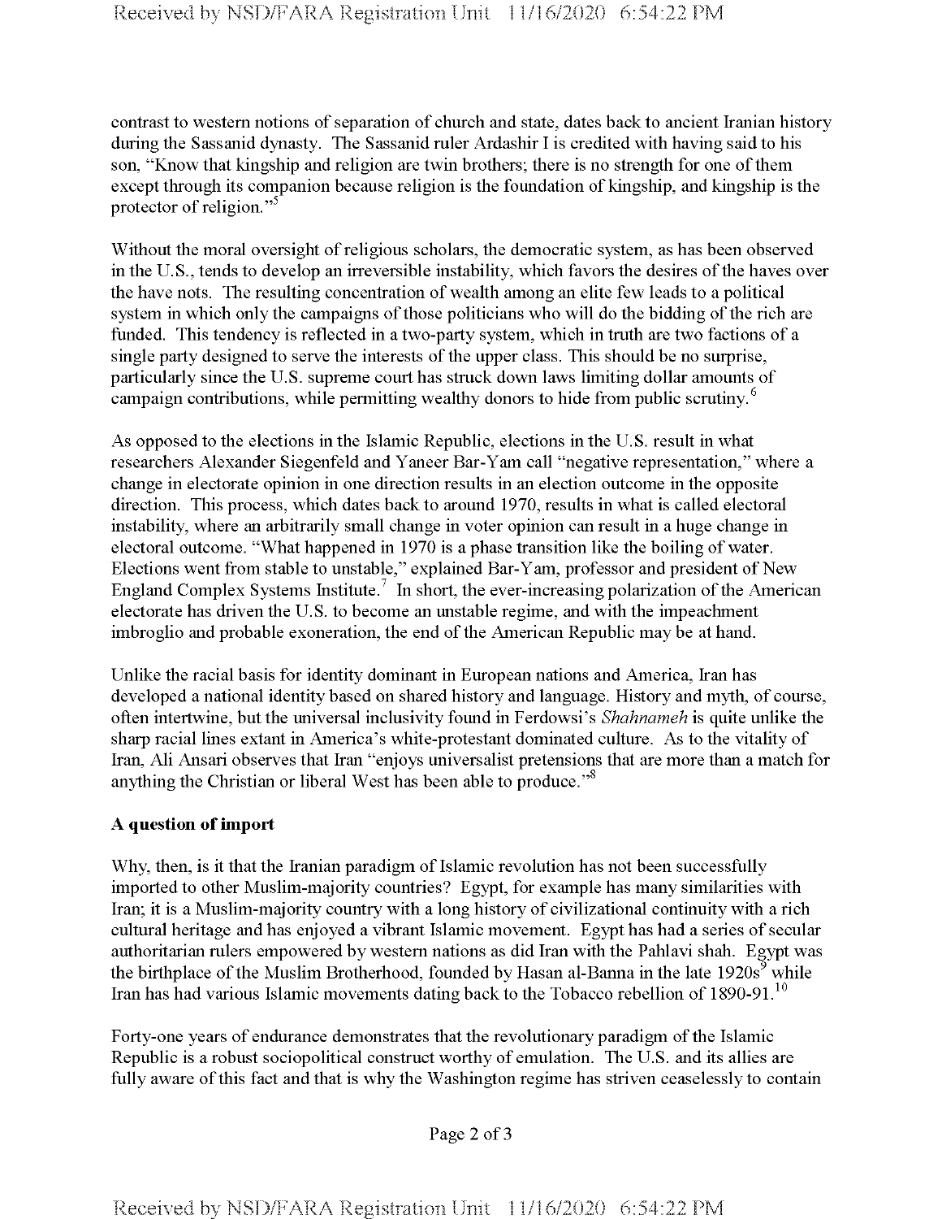contrast to western notions of separation of church and state, dates back to ancient Iranian history during the Sassanid dynasty. The Sassanid ruler Ardashir I is credited with having said to his son, "Know that kingship and religion are twin brothers; there is no strength for one of them except through its companion because religion is the foundation of kingship, and kingship is the protector of religion."[5]

Without the moral oversight of religious scholars, the democratic system, as has been observed in the U.S., tends to develop an irreversible instability, which favors the desires of the haves over the have nots. The resulting concentration of wealth among an elite few leads to a political system in which only the campaigns of those politicians who will do the bidding of the rich are funded. This tendency is reflected in a two-party system, which in truth are two factions of a single party designed to serve the interests of the upper class. This should be no surprise, particularly since the U.S. supreme court has struck down laws limiting dollar amounts of campaign contributions, while permitting wealthy donors to hide from public scrutiny.[6]

As opposed to the elections in the Islamic Republic, elections in the U.S. result in what researchers Alexander Siegenfeld and Yaneer Bar-Yam call "negative representation," where a change in electorate opinion in one direction results in an election outcome in the opposite direction. This process, which dates back to around 1970, results in what is called electoral instability, where an arbitrarily small change in voter opinion can result in a huge change in electoral outcome. "What happened in 1970 is a phase transition like the boiling of water. Elections went from stable to unstable," explained Bar-Yam, professor and president of New England Complex Systems Institute.[7] In short, the ever-increasing polarization of the American electorate has driven the U.S. to become an unstable regime, and with the impeachment imbroglio and probable exoneration, the end of the American Republic may be at hand.

Unlike the racial basis for identity dominant in European nations and America, Iran has developed a national identity based on shared history and language. History and myth, of course, often intertwine, but the universal inclusivity found in Ferdowsi's *Shahnameh* is quite unlike the sharp racial lines extant in America's white-protestant dominated culture. As to the vitality of Iran, Ali Ansari observes that Iran "enjoys universalist pretensions that are more than a match for anything the Christian or liberal West has been able to produce."[8]

**A question of import**

Why, then, is it that the Iranian paradigm of Islamic revolution has not been successfully imported to other Muslim-majority countries? Egypt, for example has many similarities with Iran; it is a Muslim-majority country with a long history of civilizational continuity with a rich cultural heritage and has enjoyed a vibrant Islamic movement. Egypt has had a series of secular authoritarian rulers empowered by western nations as did Iran with the Pahlavi shah. Egypt was the birthplace of the Muslim Brotherhood, founded by Hasan al-Banna in the late 1920s[9] while Iran has had various Islamic movements dating back to the Tobacco rebellion of 1890-91.[10]

Forty-one years of endurance demonstrates that the revolutionary paradigm of the Islamic Republic is a robust sociopolitical construct worthy of emulation. The U.S. and its allies are fully aware of this fact and that is why the Washington regime has striven ceaselessly to contain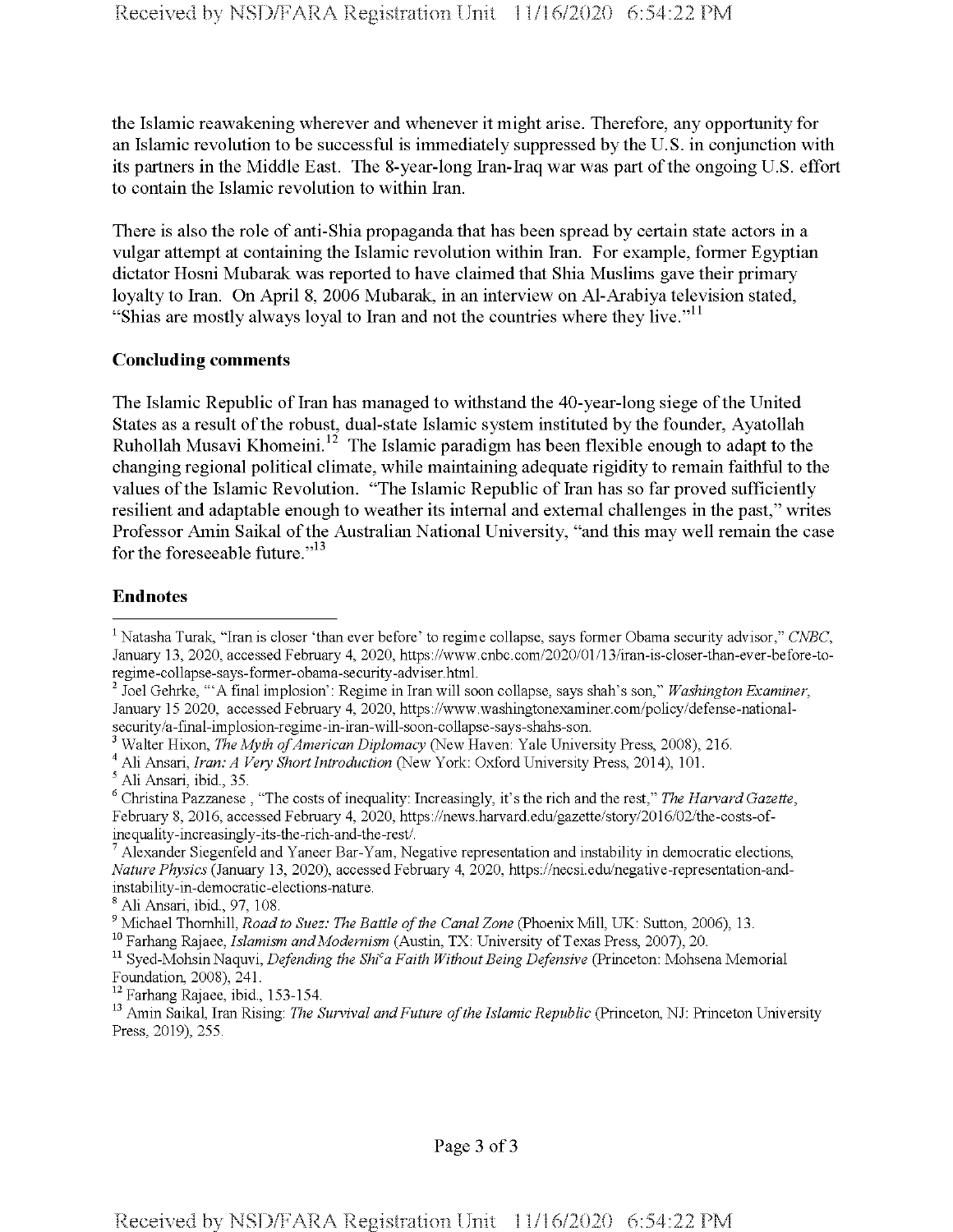the Islamic reawakening wherever and whenever it might arise. Therefore, any opportunity for an Islamic revolution to be successful is immediately suppressed by the U.S. in conjunction with its partners in the Middle East. The 8-year-long Iran-Iraq war was part of the ongoing U.S. effort to contain the Islamic revolution to within Iran.

There is also the role of anti-Shia propaganda that has been spread by certain state actors in a vulgar attempt at containing the Islamic revolution within Iran. For example, former Egyptian dictator Hosni Mubarak was reported to have claimed that Shia Muslims gave their primary loyalty to Iran. On April 8, 2006 Mubarak, in an interview on Al-Arabiya television stated, "Shias are mostly always loyal to Iran and not the countries where they live."[11]

**Concluding comments**

The Islamic Republic of Iran has managed to withstand the 40-year-long siege of the United States as a result of the robust, dual-state Islamic system instituted by the founder, Ayatollah Ruhollah Musavi Khomeini.[12] The Islamic paradigm has been flexible enough to adapt to the changing regional political climate, while maintaining adequate rigidity to remain faithful to the values of the Islamic Revolution. "The Islamic Republic of Iran has so far proved sufficiently resilient and adaptable enough to weather its internal and external challenges in the past," writes Professor Amin Saikal of the Australian National University, "and this may well remain the case for the foreseeable future."[13]

**Endnotes**

[1] Natasha Turak, "Iran is closer 'than ever before' to regime collapse, says former Obama security advisor," *CNBC*, January 13, 2020, accessed February 4, 2020, https://www.cnbc.com/2020/01/13/iran-is-closer-than-ever-before-to-regime-collapse-says-former-obama-security-adviser.html.

[2] Joel Gehrke, "'A final implosion': Regime in Iran will soon collapse, says shah's son," *Washington Examiner*, January 15 2020, accessed February 4, 2020, https://www.washingtonexaminer.com/policy/defense-national-security/a-final-implosion-regime-in-iran-will-soon-collapse-says-shahs-son.

[3] Walter Hixon, *The Myth of American Diplomacy* (New Haven: Yale University Press, 2008), 216.

[4] Ali Ansari, *Iran: A Very Short Introduction* (New York: Oxford University Press, 2014), 101.

[5] Ali Ansari, ibid., 35.

[6] Christina Pazzanese , "The costs of inequality: Increasingly, it's the rich and the rest," *The Harvard Gazette*, February 8, 2016, accessed February 4, 2020, https://news.harvard.edu/gazette/story/2016/02/the-costs-of-inequality-increasingly-its-the-rich-and-the-rest/.

[7] Alexander Siegenfeld and Yaneer Bar-Yam, Negative representation and instability in democratic elections, *Nature Physics* (January 13, 2020), accessed February 4, 2020, https://necsi.edu/negative-representation-and-instability-in-democratic-elections-nature.

[8] Ali Ansari, ibid., 97, 108.

[9] Michael Thornhill, *Road to Suez: The Battle of the Canal Zone* (Phoenix Mill, UK: Sutton, 2006), 13.

[10] Farhang Rajaee, *Islamism and Modernism* (Austin, TX: University of Texas Press, 2007), 20.

[11] Syed-Mohsin Naquvi, *Defending the Shi'a Faith Without Being Defensive* (Princeton: Mohsena Memorial Foundation, 2008), 241.

[12] Farhang Rajaee, ibid., 153-154.

[13] Amin Saikal, Iran Rising: *The Survival and Future of the Islamic Republic* (Princeton, NJ: Princeton University Press, 2019), 255.